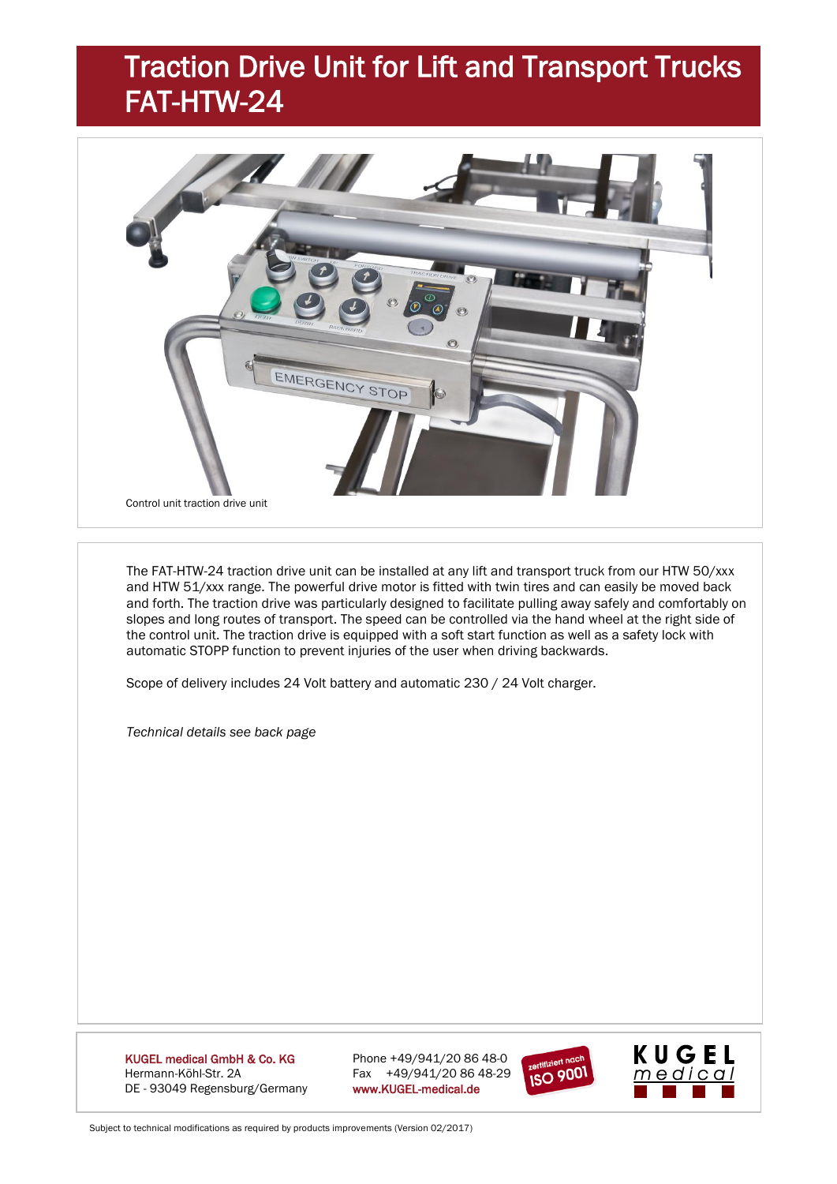# Traction Drive Unit for Lift and Transport Trucks FAT-HTW-24

Control unit traction drive unit

The FAT-HTW-24 traction drive unit can be installed at any lift and transport truck from our HTW 50/xxx and HTW 51/xxx range. The powerful drive motor is fitted with twin tires and can easily be moved back and forth. The traction drive was particularly designed to facilitate pulling away safely and comfortably on slopes and long routes of transport. The speed can be controlled via the hand wheel at the right side of the control unit. The traction drive is equipped with a soft start function as well as a safety lock with automatic STOPP function to prevent injuries of the user when driving backwards.

Scope of delivery includes 24 Volt battery and automatic 230 / 24 Volt charger.

*Technical details see back page*

**KUGEL medical GmbH & Co. KG**
Hermann-Köhl-Str. 2A
DE - 93049 Regensburg/Germany

Phone +49/941/20 86 48-0
Fax +49/941/20 86 48-29
**www.KUGEL-medical.de**

zertifiziert nach ISO 9001

KUGEL medical

Subject to technical modifications as required by products improvements (Version 02/2017)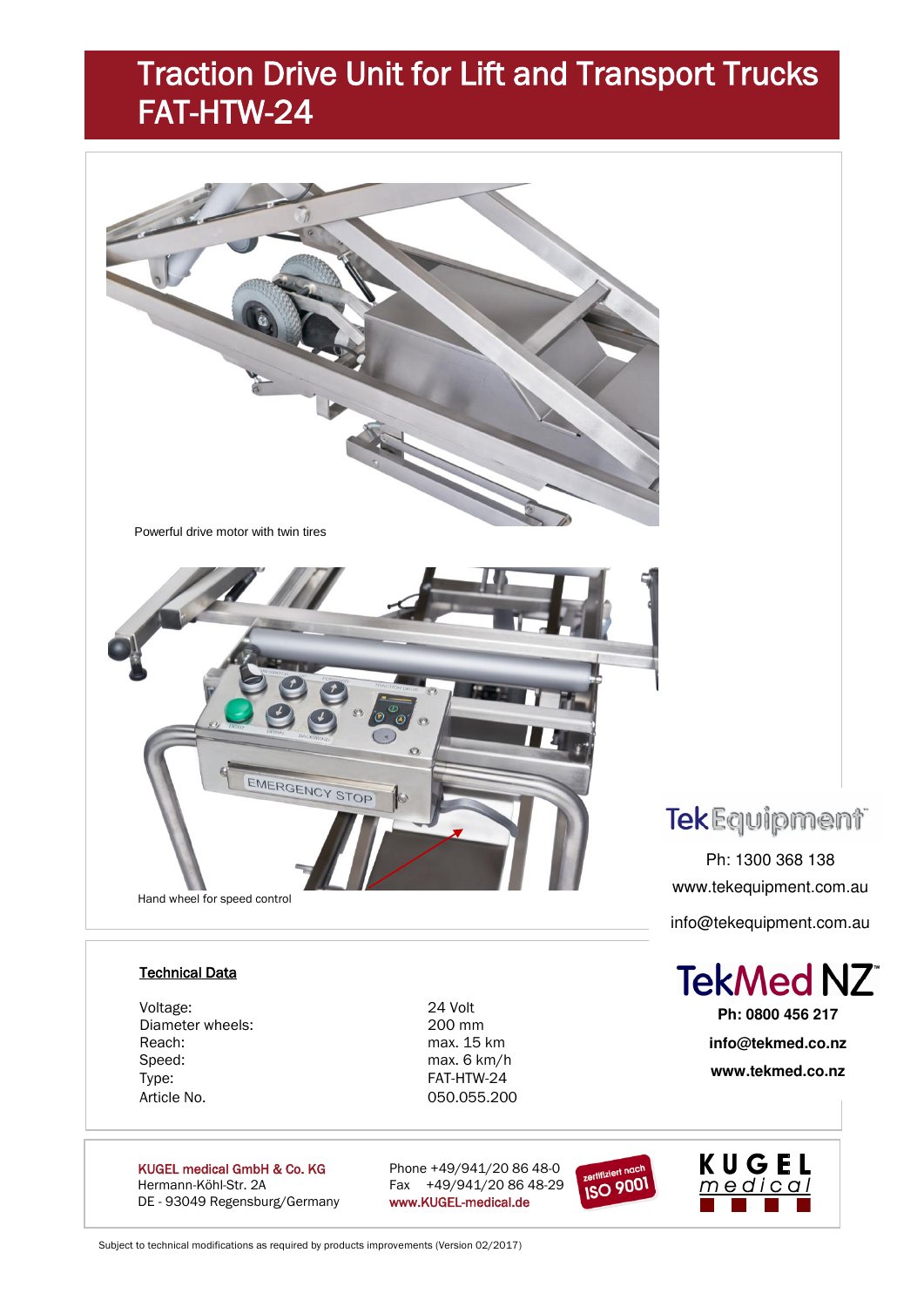# Traction Drive Unit for Lift and Transport Trucks FAT-HTW-24

Powerful drive motor with twin tires

Hand wheel for speed control

TekEquipment

Ph: 1300 368 138

www.tekequipment.com.au

info@tekequipment.com.au

TekMed NZ

**Ph: 0800 456 217**

**info@tekmed.co.nz**

**www.tekmed.co.nz**

## Technical Data

| | |
|---|---|
| Voltage: | 24 Volt |
| Diameter wheels: | 200 mm |
| Reach: | max. 15 km |
| Speed: | max. 6 km/h |
| Type: | FAT-HTW-24 |
| Article No. | 050.055.200 |

KUGEL medical GmbH & Co. KG
Hermann-Köhl-Str. 2A
DE - 93049 Regensburg/Germany

Phone +49/941/20 86 48-0
Fax +49/941/20 86 48-29
www.KUGEL-medical.de

zertifiziert nach ISO 9001

KUGEL medical

Subject to technical modifications as required by products improvements (Version 02/2017)